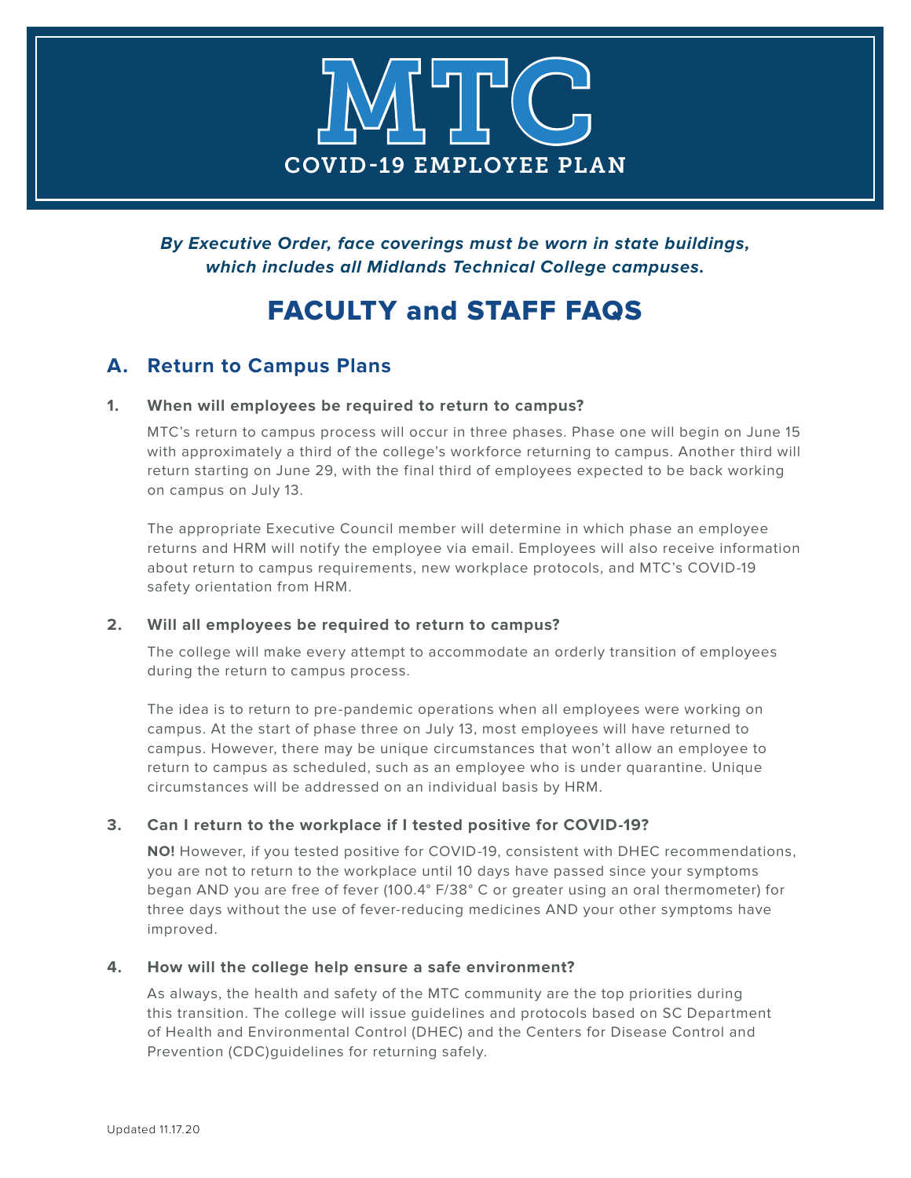# MTC

## COVID-19 EMPLOYEE PLAN

***By Executive Order, face coverings must be worn in state buildings, which includes all Midlands Technical College campuses.***

# FACULTY and STAFF FAQS

## A. Return to Campus Plans

### 1. When will employees be required to return to campus?

MTC's return to campus process will occur in three phases. Phase one will begin on June 15 with approximately a third of the college's workforce returning to campus. Another third will return starting on June 29, with the final third of employees expected to be back working on campus on July 13.

The appropriate Executive Council member will determine in which phase an employee returns and HRM will notify the employee via email. Employees will also receive information about return to campus requirements, new workplace protocols, and MTC's COVID-19 safety orientation from HRM.

### 2. Will all employees be required to return to campus?

The college will make every attempt to accommodate an orderly transition of employees during the return to campus process.

The idea is to return to pre-pandemic operations when all employees were working on campus. At the start of phase three on July 13, most employees will have returned to campus. However, there may be unique circumstances that won't allow an employee to return to campus as scheduled, such as an employee who is under quarantine. Unique circumstances will be addressed on an individual basis by HRM.

### 3. Can I return to the workplace if I tested positive for COVID-19?

**NO!** However, if you tested positive for COVID-19, consistent with DHEC recommendations, you are not to return to the workplace until 10 days have passed since your symptoms began AND you are free of fever (100.4° F/38° C or greater using an oral thermometer) for three days without the use of fever-reducing medicines AND your other symptoms have improved.

### 4. How will the college help ensure a safe environment?

As always, the health and safety of the MTC community are the top priorities during this transition. The college will issue guidelines and protocols based on SC Department of Health and Environmental Control (DHEC) and the Centers for Disease Control and Prevention (CDC)guidelines for returning safely.

Updated 11.17.20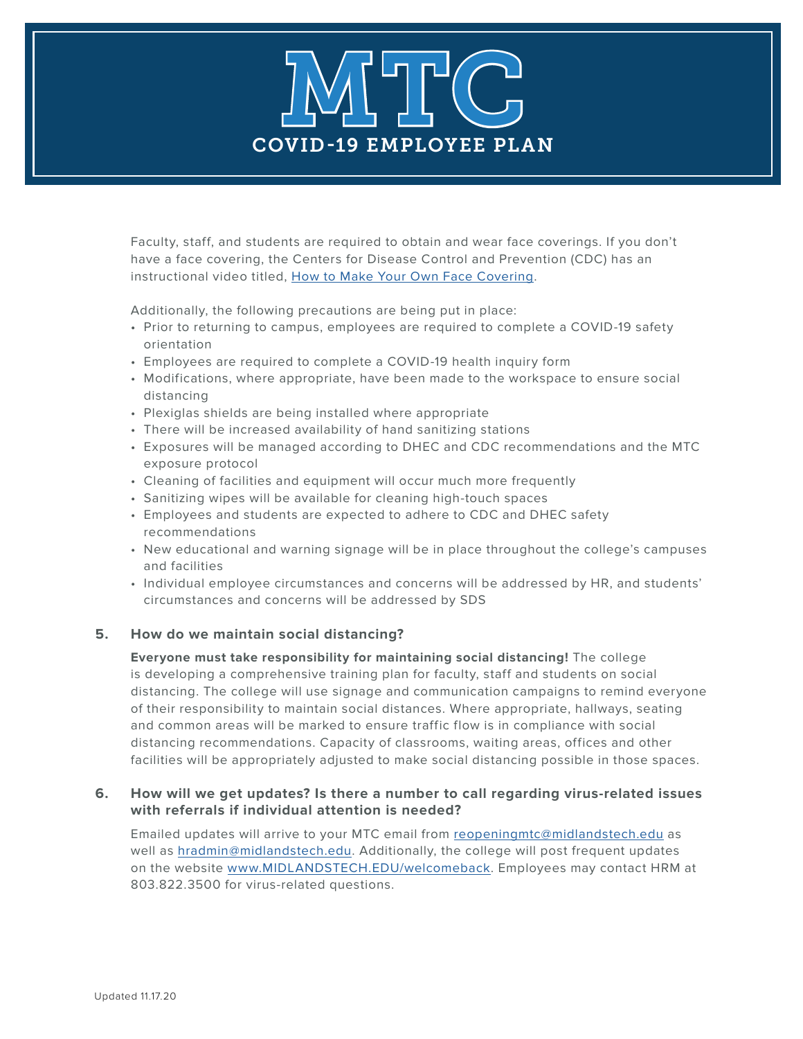# MTC

## COVID-19 EMPLOYEE PLAN

Faculty, staff, and students are required to obtain and wear face coverings. If you don't have a face covering, the Centers for Disease Control and Prevention (CDC) has an instructional video titled, [How to Make Your Own Face Covering](#).

Additionally, the following precautions are being put in place:

- Prior to returning to campus, employees are required to complete a COVID-19 safety orientation
- Employees are required to complete a COVID-19 health inquiry form
- Modifications, where appropriate, have been made to the workspace to ensure social distancing
- Plexiglas shields are being installed where appropriate
- There will be increased availability of hand sanitizing stations
- Exposures will be managed according to DHEC and CDC recommendations and the MTC exposure protocol
- Cleaning of facilities and equipment will occur much more frequently
- Sanitizing wipes will be available for cleaning high-touch spaces
- Employees and students are expected to adhere to CDC and DHEC safety recommendations
- New educational and warning signage will be in place throughout the college's campuses and facilities
- Individual employee circumstances and concerns will be addressed by HR, and students' circumstances and concerns will be addressed by SDS

### 5. How do we maintain social distancing?

**Everyone must take responsibility for maintaining social distancing!** The college is developing a comprehensive training plan for faculty, staff and students on social distancing. The college will use signage and communication campaigns to remind everyone of their responsibility to maintain social distances. Where appropriate, hallways, seating and common areas will be marked to ensure traffic flow is in compliance with social distancing recommendations. Capacity of classrooms, waiting areas, offices and other facilities will be appropriately adjusted to make social distancing possible in those spaces.

### 6. How will we get updates? Is there a number to call regarding virus-related issues with referrals if individual attention is needed?

Emailed updates will arrive to your MTC email from reopeningmtc@midlandstech.edu as well as hradmin@midlandstech.edu. Additionally, the college will post frequent updates on the website www.MIDLANDSTECH.EDU/welcomeback. Employees may contact HRM at 803.822.3500 for virus-related questions.

Updated 11.17.20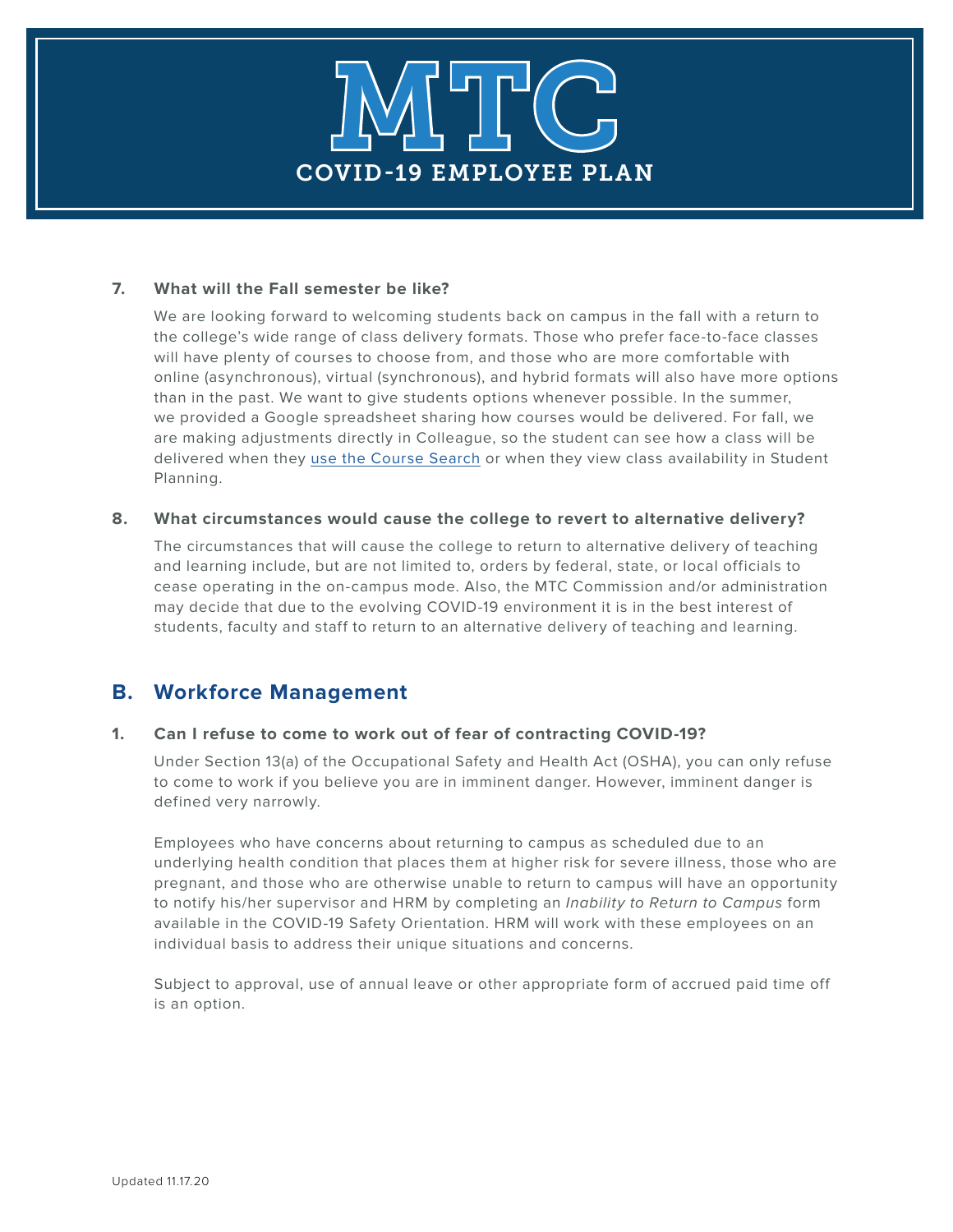**7. What will the Fall semester be like?**

We are looking forward to welcoming students back on campus in the fall with a return to the college's wide range of class delivery formats. Those who prefer face-to-face classes will have plenty of courses to choose from, and those who are more comfortable with online (asynchronous), virtual (synchronous), and hybrid formats will also have more options than in the past. We want to give students options whenever possible. In the summer, we provided a Google spreadsheet sharing how courses would be delivered. For fall, we are making adjustments directly in Colleague, so the student can see how a class will be delivered when they use the Course Search or when they view class availability in Student Planning.

**8. What circumstances would cause the college to revert to alternative delivery?**

The circumstances that will cause the college to return to alternative delivery of teaching and learning include, but are not limited to, orders by federal, state, or local officials to cease operating in the on-campus mode. Also, the MTC Commission and/or administration may decide that due to the evolving COVID-19 environment it is in the best interest of students, faculty and staff to return to an alternative delivery of teaching and learning.

## B. Workforce Management

**1. Can I refuse to come to work out of fear of contracting COVID-19?**

Under Section 13(a) of the Occupational Safety and Health Act (OSHA), you can only refuse to come to work if you believe you are in imminent danger. However, imminent danger is defined very narrowly.

Employees who have concerns about returning to campus as scheduled due to an underlying health condition that places them at higher risk for severe illness, those who are pregnant, and those who are otherwise unable to return to campus will have an opportunity to notify his/her supervisor and HRM by completing an *Inability to Return to Campus* form available in the COVID-19 Safety Orientation. HRM will work with these employees on an individual basis to address their unique situations and concerns.

Subject to approval, use of annual leave or other appropriate form of accrued paid time off is an option.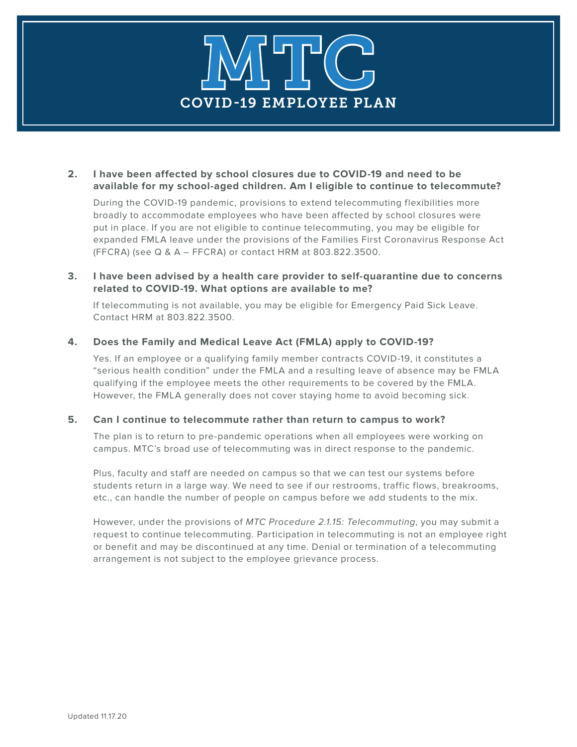# MTC COVID-19 EMPLOYEE PLAN

**2. I have been affected by school closures due to COVID-19 and need to be available for my school-aged children. Am I eligible to continue to telecommute?**

During the COVID-19 pandemic, provisions to extend telecommuting flexibilities more broadly to accommodate employees who have been affected by school closures were put in place. If you are not eligible to continue telecommuting, you may be eligible for expanded FMLA leave under the provisions of the Families First Coronavirus Response Act (FFCRA) (see Q & A – FFCRA) or contact HRM at 803.822.3500.

**3. I have been advised by a health care provider to self-quarantine due to concerns related to COVID-19. What options are available to me?**

If telecommuting is not available, you may be eligible for Emergency Paid Sick Leave. Contact HRM at 803.822.3500.

**4. Does the Family and Medical Leave Act (FMLA) apply to COVID-19?**

Yes. If an employee or a qualifying family member contracts COVID-19, it constitutes a "serious health condition" under the FMLA and a resulting leave of absence may be FMLA qualifying if the employee meets the other requirements to be covered by the FMLA. However, the FMLA generally does not cover staying home to avoid becoming sick.

**5. Can I continue to telecommute rather than return to campus to work?**

The plan is to return to pre-pandemic operations when all employees were working on campus. MTC's broad use of telecommuting was in direct response to the pandemic.

Plus, faculty and staff are needed on campus so that we can test our systems before students return in a large way. We need to see if our restrooms, traffic flows, breakrooms, etc., can handle the number of people on campus before we add students to the mix.

However, under the provisions of *MTC Procedure 2.1.15: Telecommuting*, you may submit a request to continue telecommuting. Participation in telecommuting is not an employee right or benefit and may be discontinued at any time. Denial or termination of a telecommuting arrangement is not subject to the employee grievance process.

Updated 11.17.20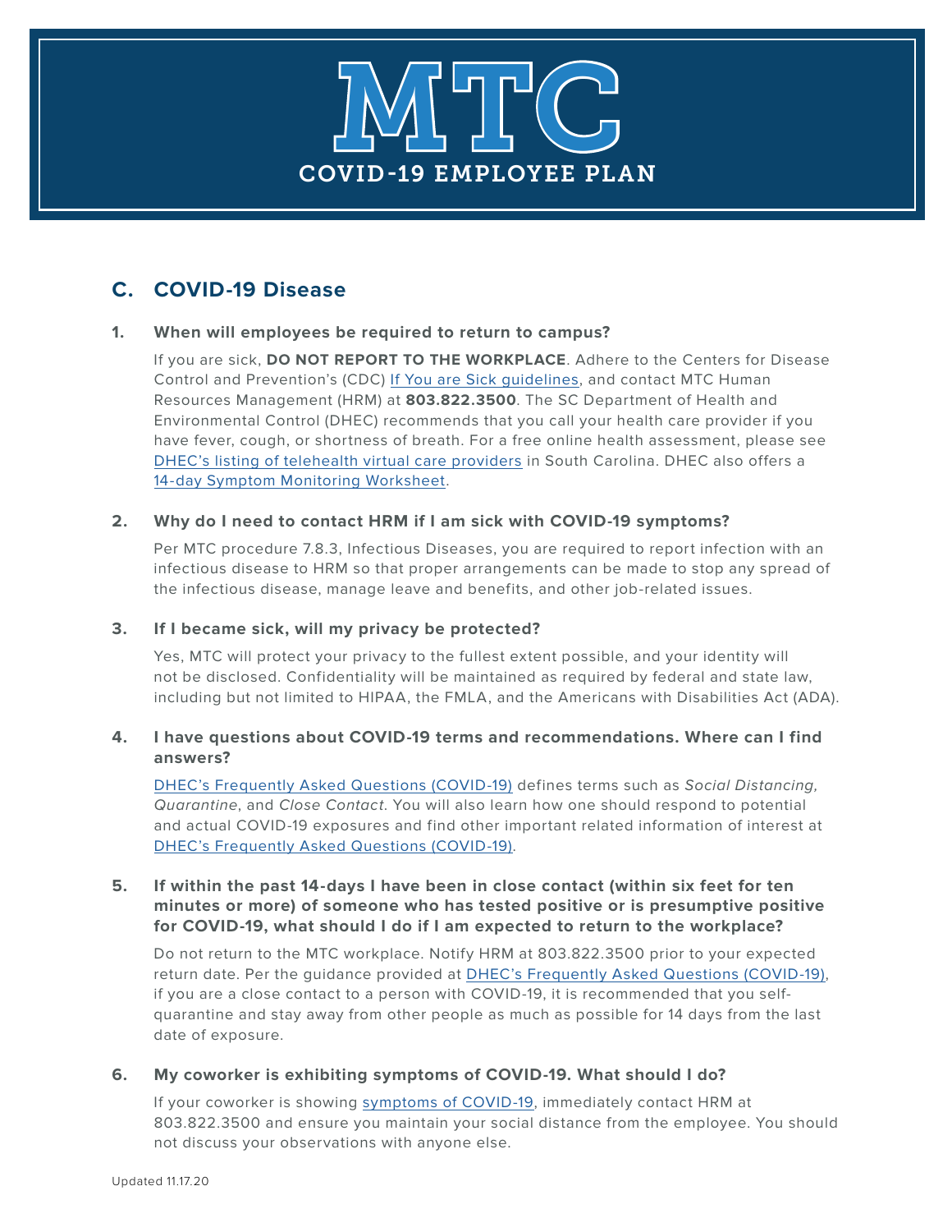# MTC

## COVID-19 EMPLOYEE PLAN

## C. COVID-19 Disease

### 1. When will employees be required to return to campus?

If you are sick, **DO NOT REPORT TO THE WORKPLACE**. Adhere to the Centers for Disease Control and Prevention's (CDC) If You are Sick guidelines, and contact MTC Human Resources Management (HRM) at **803.822.3500**. The SC Department of Health and Environmental Control (DHEC) recommends that you call your health care provider if you have fever, cough, or shortness of breath. For a free online health assessment, please see DHEC's listing of telehealth virtual care providers in South Carolina. DHEC also offers a 14-day Symptom Monitoring Worksheet.

### 2. Why do I need to contact HRM if I am sick with COVID-19 symptoms?

Per MTC procedure 7.8.3, Infectious Diseases, you are required to report infection with an infectious disease to HRM so that proper arrangements can be made to stop any spread of the infectious disease, manage leave and benefits, and other job-related issues.

### 3. If I became sick, will my privacy be protected?

Yes, MTC will protect your privacy to the fullest extent possible, and your identity will not be disclosed. Confidentiality will be maintained as required by federal and state law, including but not limited to HIPAA, the FMLA, and the Americans with Disabilities Act (ADA).

### 4. I have questions about COVID-19 terms and recommendations. Where can I find answers?

DHEC's Frequently Asked Questions (COVID-19) defines terms such as *Social Distancing, Quarantine*, and *Close Contact.* You will also learn how one should respond to potential and actual COVID-19 exposures and find other important related information of interest at DHEC's Frequently Asked Questions (COVID-19).

### 5. If within the past 14-days I have been in close contact (within six feet for ten minutes or more) of someone who has tested positive or is presumptive positive for COVID-19, what should I do if I am expected to return to the workplace?

Do not return to the MTC workplace. Notify HRM at 803.822.3500 prior to your expected return date. Per the guidance provided at DHEC's Frequently Asked Questions (COVID-19), if you are a close contact to a person with COVID-19, it is recommended that you self-quarantine and stay away from other people as much as possible for 14 days from the last date of exposure.

### 6. My coworker is exhibiting symptoms of COVID-19. What should I do?

If your coworker is showing symptoms of COVID-19, immediately contact HRM at 803.822.3500 and ensure you maintain your social distance from the employee. You should not discuss your observations with anyone else.

Updated 11.17.20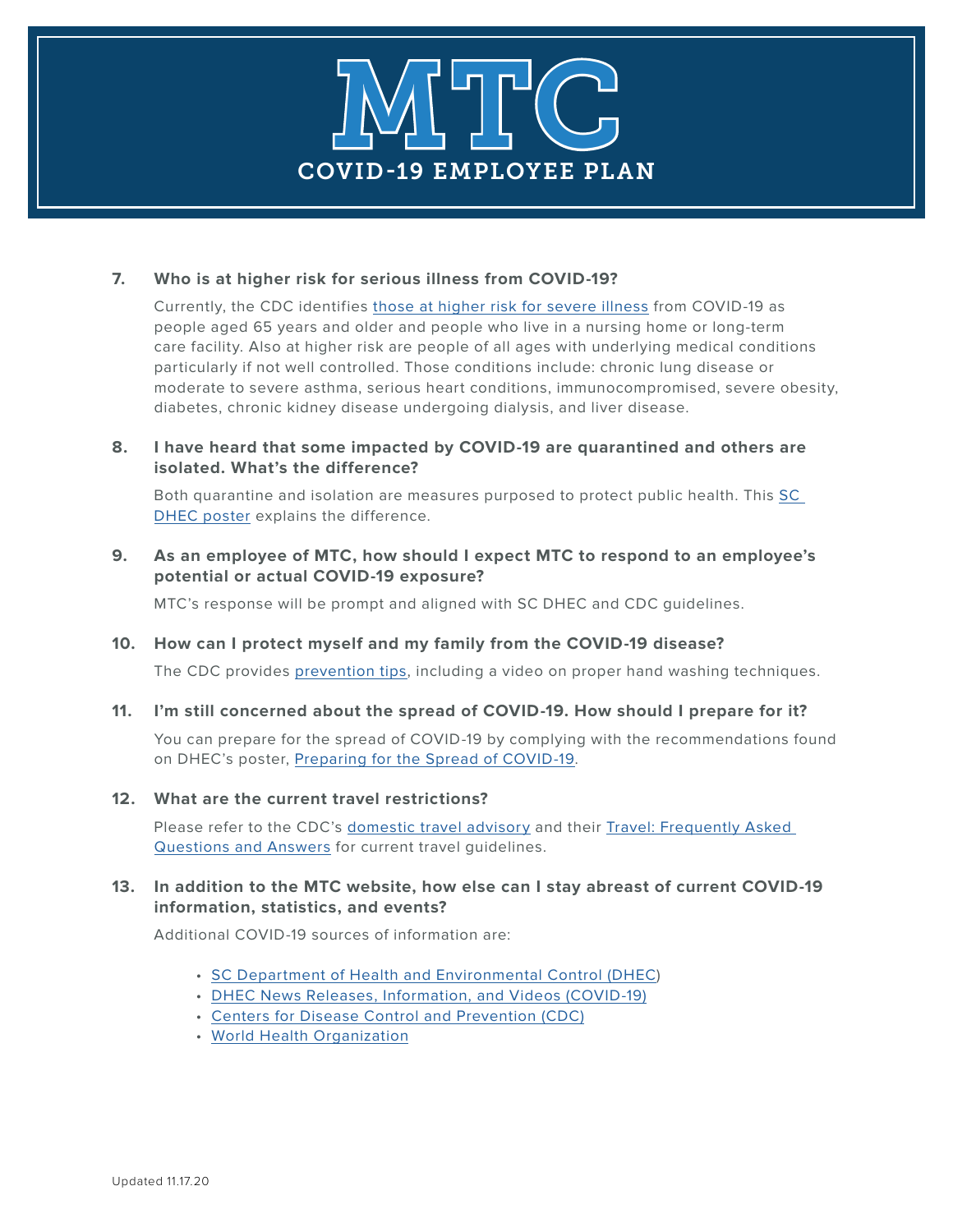# MTC

## COVID-19 EMPLOYEE PLAN

**7. Who is at higher risk for serious illness from COVID-19?**

Currently, the CDC identifies those at higher risk for severe illness from COVID-19 as people aged 65 years and older and people who live in a nursing home or long-term care facility. Also at higher risk are people of all ages with underlying medical conditions particularly if not well controlled. Those conditions include: chronic lung disease or moderate to severe asthma, serious heart conditions, immunocompromised, severe obesity, diabetes, chronic kidney disease undergoing dialysis, and liver disease.

**8. I have heard that some impacted by COVID-19 are quarantined and others are isolated. What's the difference?**

Both quarantine and isolation are measures purposed to protect public health. This SC DHEC poster explains the difference.

**9. As an employee of MTC, how should I expect MTC to respond to an employee's potential or actual COVID-19 exposure?**

MTC's response will be prompt and aligned with SC DHEC and CDC guidelines.

**10. How can I protect myself and my family from the COVID-19 disease?**

The CDC provides prevention tips, including a video on proper hand washing techniques.

**11. I'm still concerned about the spread of COVID-19. How should I prepare for it?**

You can prepare for the spread of COVID-19 by complying with the recommendations found on DHEC's poster, Preparing for the Spread of COVID-19.

**12. What are the current travel restrictions?**

Please refer to the CDC's domestic travel advisory and their Travel: Frequently Asked Questions and Answers for current travel guidelines.

**13. In addition to the MTC website, how else can I stay abreast of current COVID-19 information, statistics, and events?**

Additional COVID-19 sources of information are:

- SC Department of Health and Environmental Control (DHEC)
- DHEC News Releases, Information, and Videos (COVID-19)
- Centers for Disease Control and Prevention (CDC)
- World Health Organization

Updated 11.17.20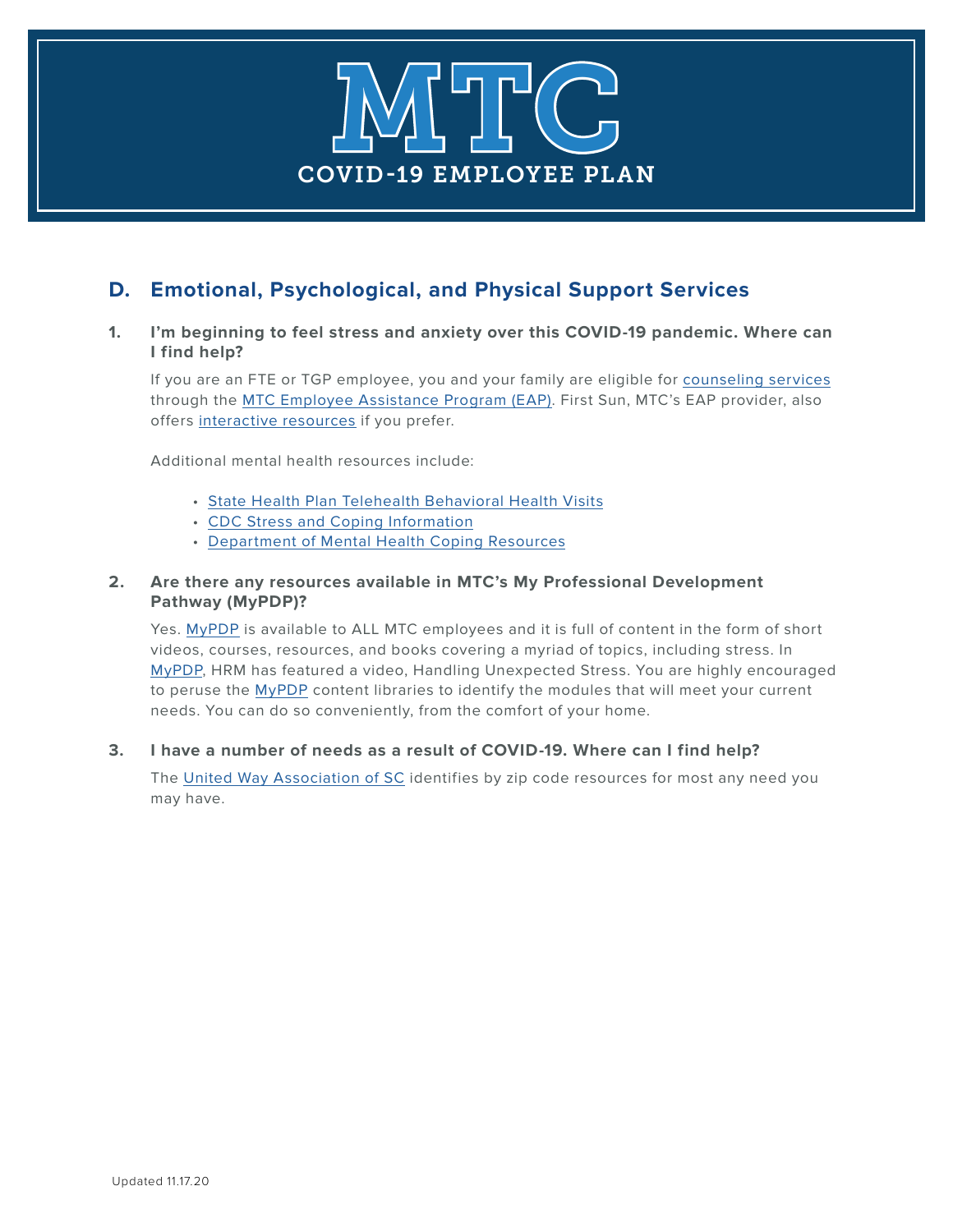# MTC

## COVID-19 EMPLOYEE PLAN

## D. Emotional, Psychological, and Physical Support Services

**1. I'm beginning to feel stress and anxiety over this COVID-19 pandemic. Where can I find help?**

If you are an FTE or TGP employee, you and your family are eligible for counseling services through the MTC Employee Assistance Program (EAP). First Sun, MTC's EAP provider, also offers interactive resources if you prefer.

Additional mental health resources include:

- State Health Plan Telehealth Behavioral Health Visits
- CDC Stress and Coping Information
- Department of Mental Health Coping Resources

**2. Are there any resources available in MTC's My Professional Development Pathway (MyPDP)?**

Yes. MyPDP is available to ALL MTC employees and it is full of content in the form of short videos, courses, resources, and books covering a myriad of topics, including stress. In MyPDP, HRM has featured a video, Handling Unexpected Stress. You are highly encouraged to peruse the MyPDP content libraries to identify the modules that will meet your current needs. You can do so conveniently, from the comfort of your home.

**3. I have a number of needs as a result of COVID-19. Where can I find help?**

The United Way Association of SC identifies by zip code resources for most any need you may have.

Updated 11.17.20